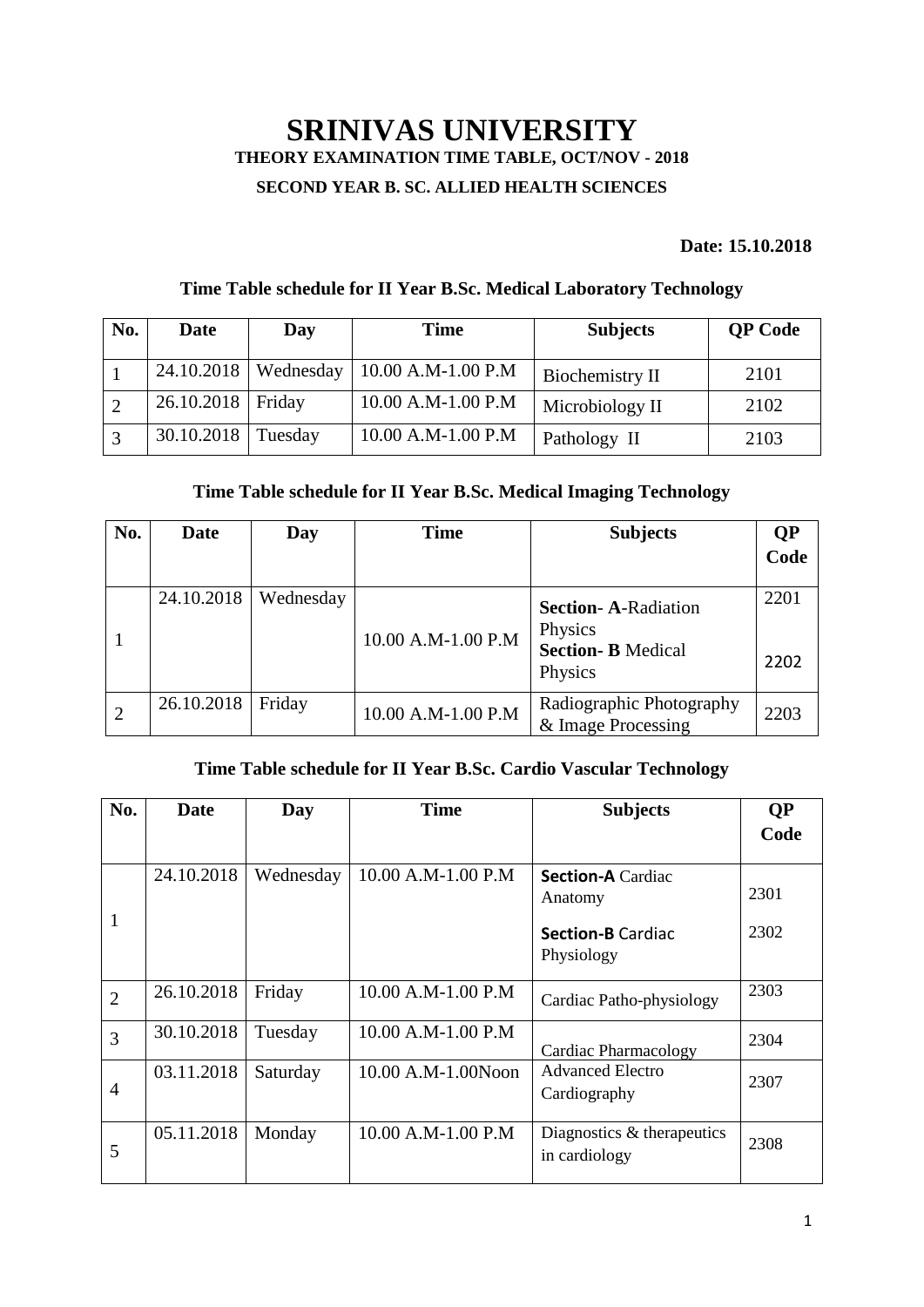# SRINIVAS UNIVERSITY

**THEORY EXAMINATION TIME TABLE, OCT/NOV - 2018**

**SECOND YEAR B. SC. ALLIED HEALTH SCIENCES**

**Date: 15.10.2018**

### Time Table schedule for II Year B.Sc. Medical Laboratory Technology

| No. | Date | Day | Time | Subjects | QP Code |
|---|---|---|---|---|---|
| 1 | 24.10.2018 | Wednesday | 10.00 A.M-1.00 P.M | Biochemistry II | 2101 |
| 2 | 26.10.2018 | Friday | 10.00 A.M-1.00 P.M | Microbiology II | 2102 |
| 3 | 30.10.2018 | Tuesday | 10.00 A.M-1.00 P.M | Pathology II | 2103 |

### Time Table schedule for II Year B.Sc. Medical Imaging Technology

| No. | Date | Day | Time | Subjects | QP Code |
|---|---|---|---|---|---|
| 1 | 24.10.2018 | Wednesday | 10.00 A.M-1.00 P.M | **Section- A**-Radiation Physics<br>**Section- B** Medical Physics | 2201<br>2202 |
| 2 | 26.10.2018 | Friday | 10.00 A.M-1.00 P.M | Radiographic Photography & Image Processing | 2203 |

### Time Table schedule for II Year B.Sc. Cardio Vascular Technology

| No. | Date | Day | Time | Subjects | QP Code |
|---|---|---|---|---|---|
| 1 | 24.10.2018 | Wednesday | 10.00 A.M-1.00 P.M | **Section-A** Cardiac Anatomy<br>**Section-B** Cardiac Physiology | 2301<br>2302 |
| 2 | 26.10.2018 | Friday | 10.00 A.M-1.00 P.M | Cardiac Patho-physiology | 2303 |
| 3 | 30.10.2018 | Tuesday | 10.00 A.M-1.00 P.M | Cardiac Pharmacology | 2304 |
| 4 | 03.11.2018 | Saturday | 10.00 A.M-1.00Noon | Advanced Electro Cardiography | 2307 |
| 5 | 05.11.2018 | Monday | 10.00 A.M-1.00 P.M | Diagnostics & therapeutics in cardiology | 2308 |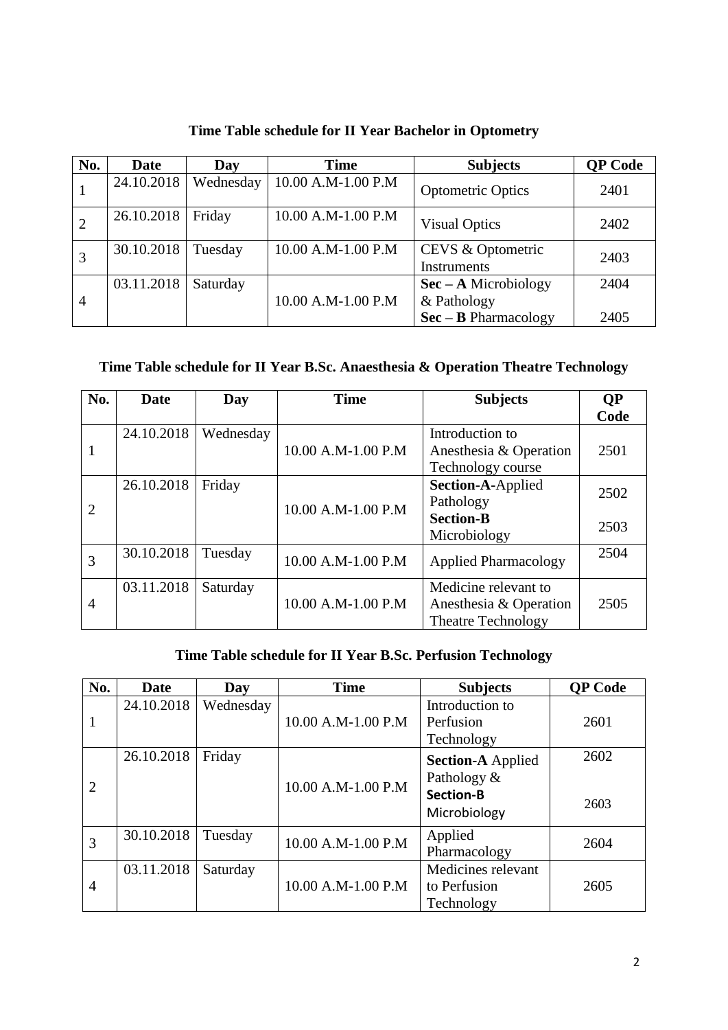### Time Table schedule for II Year Bachelor in Optometry

| No. | Date | Day | Time | Subjects | QP Code |
|---|---|---|---|---|---|
| 1 | 24.10.2018 | Wednesday | 10.00 A.M-1.00 P.M | Optometric Optics | 2401 |
| 2 | 26.10.2018 | Friday | 10.00 A.M-1.00 P.M | Visual Optics | 2402 |
| 3 | 30.10.2018 | Tuesday | 10.00 A.M-1.00 P.M | CEVS & Optometric Instruments | 2403 |
| 4 | 03.11.2018 | Saturday | 10.00 A.M-1.00 P.M | **Sec – A** Microbiology & Pathology<br>**Sec – B** Pharmacology | 2404<br>2405 |

### Time Table schedule for II Year B.Sc. Anaesthesia & Operation Theatre Technology

| No. | Date | Day | Time | Subjects | QP Code |
|---|---|---|---|---|---|
| 1 | 24.10.2018 | Wednesday | 10.00 A.M-1.00 P.M | Introduction to Anesthesia & Operation Technology course | 2501 |
| 2 | 26.10.2018 | Friday | 10.00 A.M-1.00 P.M | **Section-A**-Applied Pathology<br>**Section-B** Microbiology | 2502<br>2503 |
| 3 | 30.10.2018 | Tuesday | 10.00 A.M-1.00 P.M | Applied Pharmacology | 2504 |
| 4 | 03.11.2018 | Saturday | 10.00 A.M-1.00 P.M | Medicine relevant to Anesthesia & Operation Theatre Technology | 2505 |

### Time Table schedule for II Year B.Sc. Perfusion Technology

| No. | Date | Day | Time | Subjects | QP Code |
|---|---|---|---|---|---|
| 1 | 24.10.2018 | Wednesday | 10.00 A.M-1.00 P.M | Introduction to Perfusion Technology | 2601 |
| 2 | 26.10.2018 | Friday | 10.00 A.M-1.00 P.M | **Section-A** Applied Pathology &<br>**Section-B** Microbiology | 2602<br>2603 |
| 3 | 30.10.2018 | Tuesday | 10.00 A.M-1.00 P.M | Applied Pharmacology | 2604 |
| 4 | 03.11.2018 | Saturday | 10.00 A.M-1.00 P.M | Medicines relevant to Perfusion Technology | 2605 |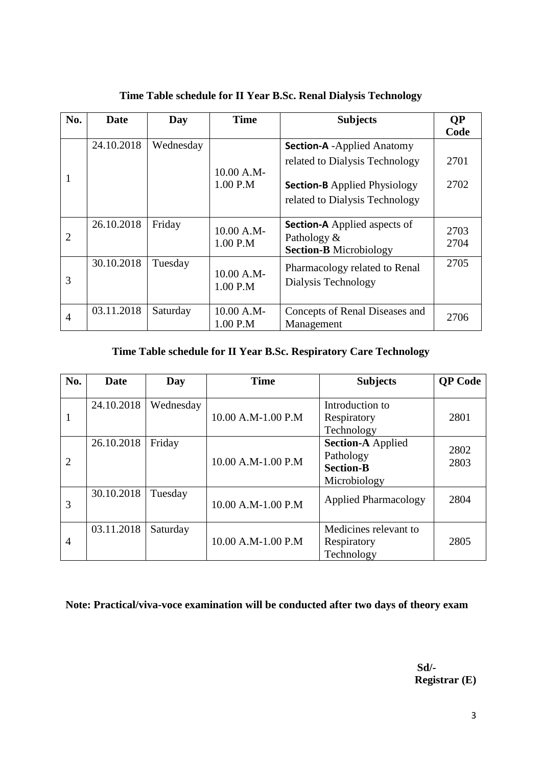**Time Table schedule for II Year B.Sc. Renal Dialysis Technology**

| No. | Date | Day | Time | Subjects | QP Code |
|---|---|---|---|---|---|
| 1 | 24.10.2018 | Wednesday | 10.00 A.M-1.00 P.M | **Section-A** -Applied Anatomy related to Dialysis Technology<br>**Section-B** Applied Physiology related to Dialysis Technology | 2701<br>2702 |
| 2 | 26.10.2018 | Friday | 10.00 A.M-1.00 P.M | **Section-A** Applied aspects of Pathology & **Section-B** Microbiology | 2703<br>2704 |
| 3 | 30.10.2018 | Tuesday | 10.00 A.M-1.00 P.M | Pharmacology related to Renal Dialysis Technology | 2705 |
| 4 | 03.11.2018 | Saturday | 10.00 A.M-1.00 P.M | Concepts of Renal Diseases and Management | 2706 |

**Time Table schedule for II Year B.Sc. Respiratory Care Technology**

| No. | Date | Day | Time | Subjects | QP Code |
|---|---|---|---|---|---|
| 1 | 24.10.2018 | Wednesday | 10.00 A.M-1.00 P.M | Introduction to Respiratory Technology | 2801 |
| 2 | 26.10.2018 | Friday | 10.00 A.M-1.00 P.M | **Section-A** Applied Pathology<br>**Section-B** Microbiology | 2802<br>2803 |
| 3 | 30.10.2018 | Tuesday | 10.00 A.M-1.00 P.M | Applied Pharmacology | 2804 |
| 4 | 03.11.2018 | Saturday | 10.00 A.M-1.00 P.M | Medicines relevant to Respiratory Technology | 2805 |

**Note: Practical/viva-voce examination will be conducted after two days of theory exam**

**Sd/-**
**Registrar (E)**